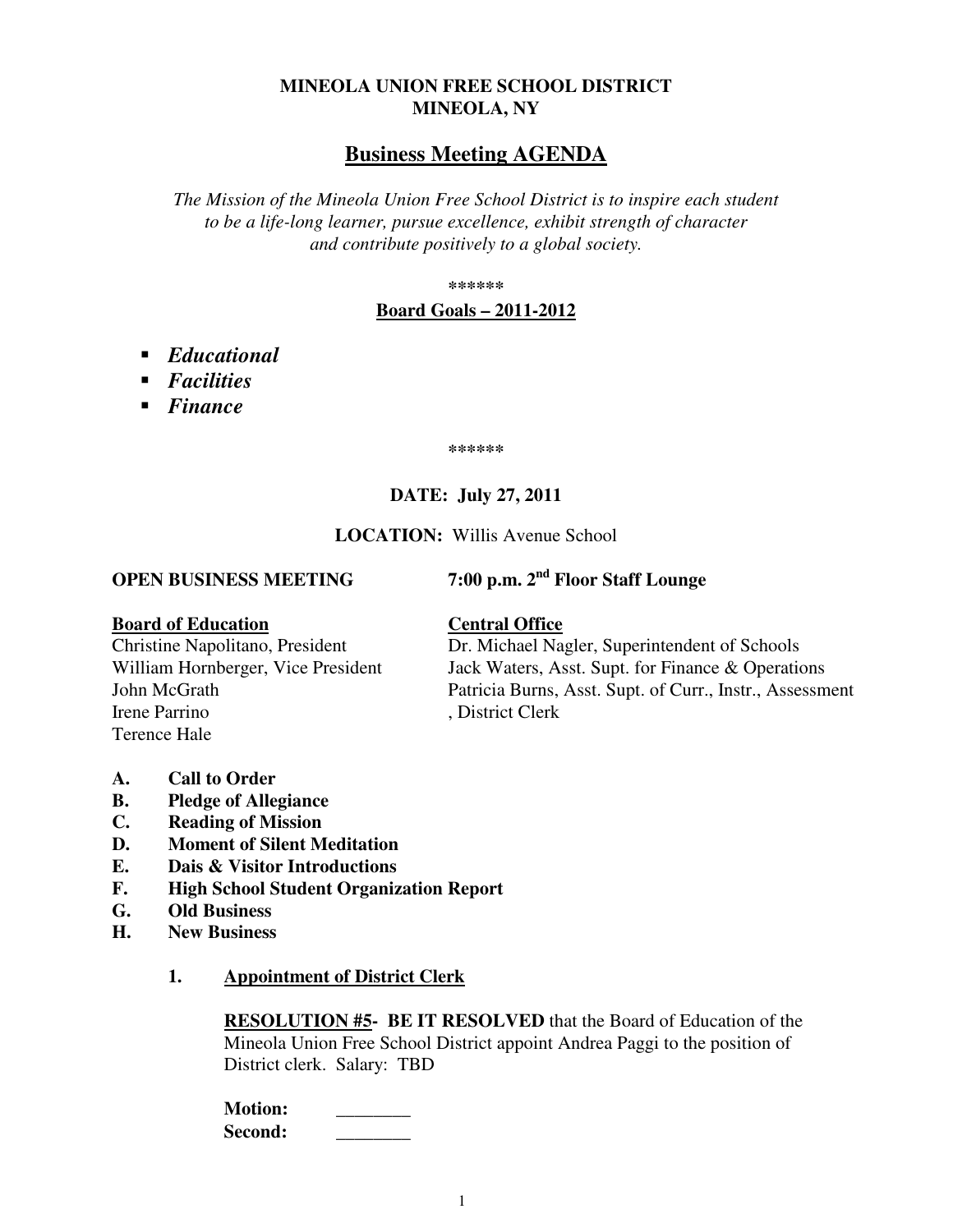**MINEOLA UNION FREE SCHOOL DISTRICT**
**MINEOLA, NY**

# Business Meeting AGENDA

*The Mission of the Mineola Union Free School District is to inspire each student to be a life-long learner, pursue excellence, exhibit strength of character and contribute positively to a global society.*

******

**Board Goals – 2011-2012**

- ***Educational***
- ***Facilities***
- ***Finance***

******

**DATE: July 27, 2011**

**LOCATION:** Willis Avenue School

**OPEN BUSINESS MEETING** **7:00 p.m. 2nd Floor Staff Lounge**

**Board of Education**
Christine Napolitano, President
William Hornberger, Vice President
John McGrath
Irene Parrino
Terence Hale

**Central Office**
Dr. Michael Nagler, Superintendent of Schools
Jack Waters, Asst. Supt. for Finance & Operations
Patricia Burns, Asst. Supt. of Curr., Instr., Assessment
, District Clerk

- **A. Call to Order**
- **B. Pledge of Allegiance**
- **C. Reading of Mission**
- **D. Moment of Silent Meditation**
- **E. Dais & Visitor Introductions**
- **F. High School Student Organization Report**
- **G. Old Business**
- **H. New Business**

**1. Appointment of District Clerk**

**RESOLUTION #5- BE IT RESOLVED** that the Board of Education of the Mineola Union Free School District appoint Andrea Paggi to the position of District clerk. Salary: TBD

**Motion:** ________
**Second:** ________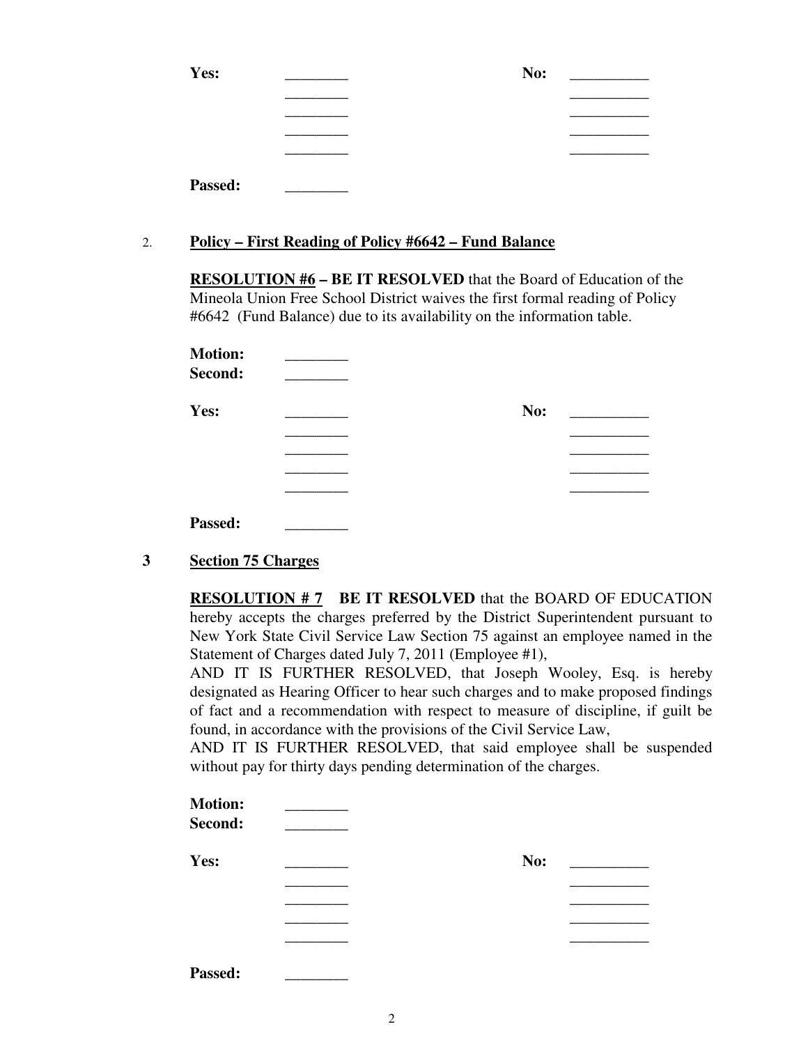Yes: ________ No: __________
________ __________
________ __________
________ __________
________ __________

Passed: ________

2. **Policy – First Reading of Policy #6642 – Fund Balance**

**RESOLUTION #6 – BE IT RESOLVED** that the Board of Education of the Mineola Union Free School District waives the first formal reading of Policy #6642 (Fund Balance) due to its availability on the information table.

**Motion:** ________
**Second:** ________

Yes: ________ No: __________
________ __________
________ __________
________ __________
________ __________

Passed: ________

3 **Section 75 Charges**

**RESOLUTION # 7 BE IT RESOLVED** that the BOARD OF EDUCATION hereby accepts the charges preferred by the District Superintendent pursuant to New York State Civil Service Law Section 75 against an employee named in the Statement of Charges dated July 7, 2011 (Employee #1),

AND IT IS FURTHER RESOLVED, that Joseph Wooley, Esq. is hereby designated as Hearing Officer to hear such charges and to make proposed findings of fact and a recommendation with respect to measure of discipline, if guilt be found, in accordance with the provisions of the Civil Service Law,

AND IT IS FURTHER RESOLVED, that said employee shall be suspended without pay for thirty days pending determination of the charges.

**Motion:** ________
**Second:** ________

Yes: ________ No: __________
________ __________
________ __________
________ __________
________ __________

Passed: ________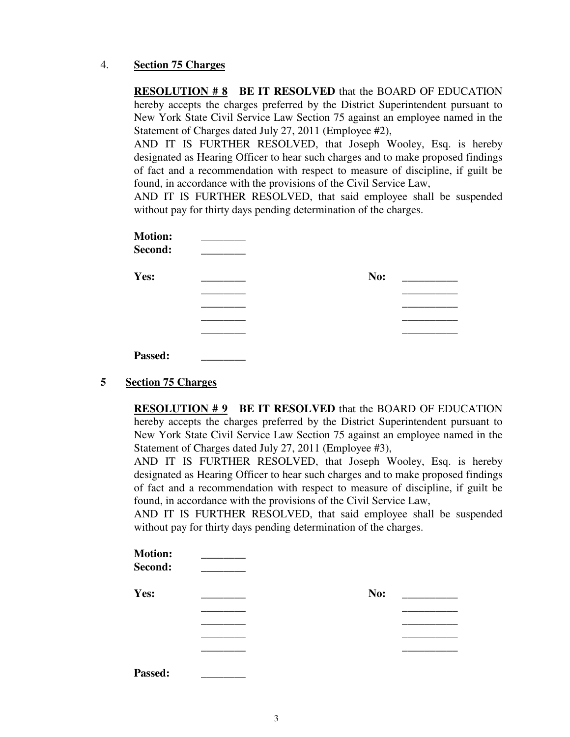4. **Section 75 Charges**

**RESOLUTION # 8** **BE IT RESOLVED** that the BOARD OF EDUCATION hereby accepts the charges preferred by the District Superintendent pursuant to New York State Civil Service Law Section 75 against an employee named in the Statement of Charges dated July 27, 2011 (Employee #2),

AND IT IS FURTHER RESOLVED, that Joseph Wooley, Esq. is hereby designated as Hearing Officer to hear such charges and to make proposed findings of fact and a recommendation with respect to measure of discipline, if guilt be found, in accordance with the provisions of the Civil Service Law,

AND IT IS FURTHER RESOLVED, that said employee shall be suspended without pay for thirty days pending determination of the charges.

**Motion:** ________
**Second:** ________

**Yes:** ________ **No:** __________
________ __________
________ __________
________ __________
________ __________

**Passed:** ________

5 **Section 75 Charges**

**RESOLUTION # 9** **BE IT RESOLVED** that the BOARD OF EDUCATION hereby accepts the charges preferred by the District Superintendent pursuant to New York State Civil Service Law Section 75 against an employee named in the Statement of Charges dated July 27, 2011 (Employee #3),

AND IT IS FURTHER RESOLVED, that Joseph Wooley, Esq. is hereby designated as Hearing Officer to hear such charges and to make proposed findings of fact and a recommendation with respect to measure of discipline, if guilt be found, in accordance with the provisions of the Civil Service Law,

AND IT IS FURTHER RESOLVED, that said employee shall be suspended without pay for thirty days pending determination of the charges.

**Motion:** ________
**Second:** ________

**Yes:** ________ **No:** __________
________ __________
________ __________
________ __________
________ __________

**Passed:** ________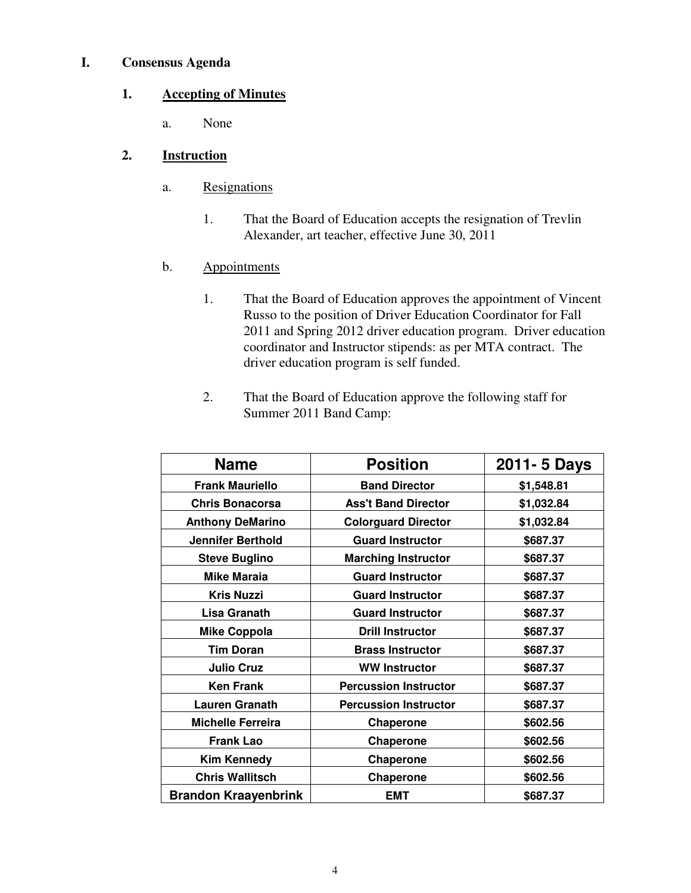# I. Consensus Agenda

## 1. Accepting of Minutes

a. None

## 2. Instruction

### a. Resignations

1. That the Board of Education accepts the resignation of Trevlin Alexander, art teacher, effective June 30, 2011

### b. Appointments

1. That the Board of Education approves the appointment of Vincent Russo to the position of Driver Education Coordinator for Fall 2011 and Spring 2012 driver education program. Driver education coordinator and Instructor stipends: as per MTA contract. The driver education program is self funded.

2. That the Board of Education approve the following staff for Summer 2011 Band Camp:

| Name | Position | 2011- 5 Days |
|---|---|---|
| Frank Mauriello | Band Director | $1,548.81 |
| Chris Bonacorsa | Ass't Band Director | $1,032.84 |
| Anthony DeMarino | Colorguard Director | $1,032.84 |
| Jennifer Berthold | Guard Instructor | $687.37 |
| Steve Buglino | Marching Instructor | $687.37 |
| Mike Maraia | Guard Instructor | $687.37 |
| Kris Nuzzi | Guard Instructor | $687.37 |
| Lisa Granath | Guard Instructor | $687.37 |
| Mike Coppola | Drill Instructor | $687.37 |
| Tim Doran | Brass Instructor | $687.37 |
| Julio Cruz | WW Instructor | $687.37 |
| Ken Frank | Percussion Instructor | $687.37 |
| Lauren Granath | Percussion Instructor | $687.37 |
| Michelle Ferreira | Chaperone | $602.56 |
| Frank Lao | Chaperone | $602.56 |
| Kim Kennedy | Chaperone | $602.56 |
| Chris Wallitsch | Chaperone | $602.56 |
| Brandon Kraayenbrink | EMT | $687.37 |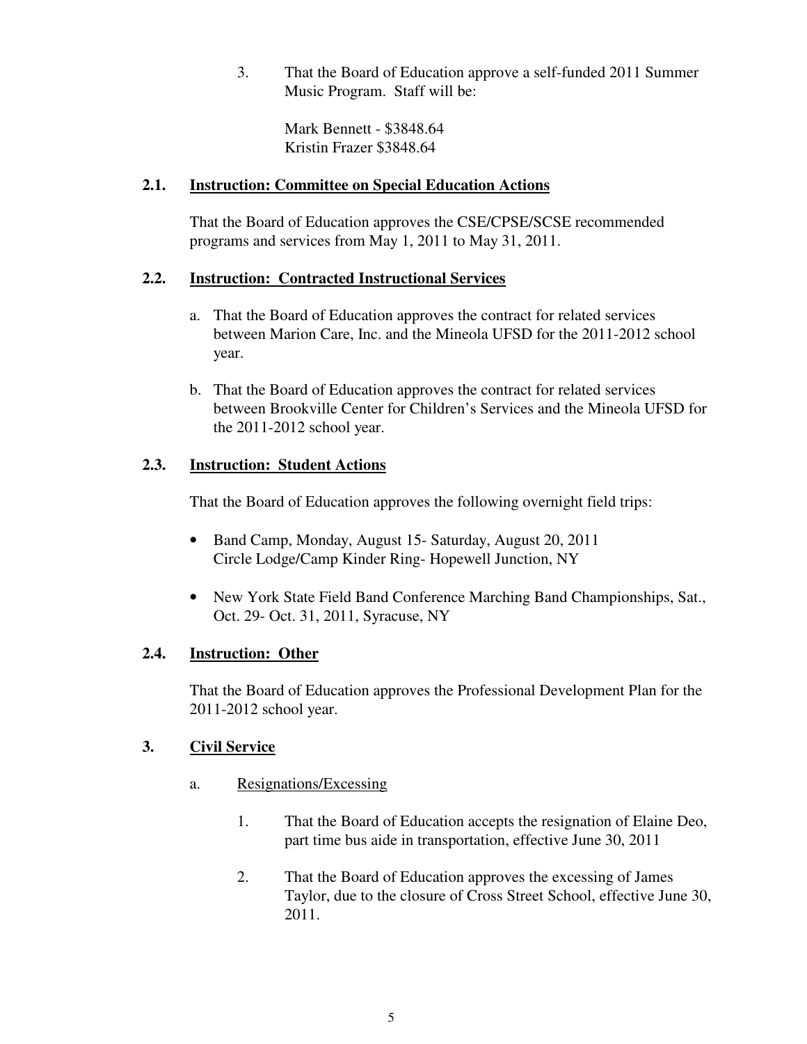3. That the Board of Education approve a self-funded 2011 Summer Music Program. Staff will be:

   Mark Bennett - $3848.64
   Kristin Frazer $3848.64

### 2.1. Instruction: Committee on Special Education Actions

That the Board of Education approves the CSE/CPSE/SCSE recommended programs and services from May 1, 2011 to May 31, 2011.

### 2.2. Instruction: Contracted Instructional Services

a. That the Board of Education approves the contract for related services between Marion Care, Inc. and the Mineola UFSD for the 2011-2012 school year.

b. That the Board of Education approves the contract for related services between Brookville Center for Children's Services and the Mineola UFSD for the 2011-2012 school year.

### 2.3. Instruction: Student Actions

That the Board of Education approves the following overnight field trips:

- Band Camp, Monday, August 15- Saturday, August 20, 2011
  Circle Lodge/Camp Kinder Ring- Hopewell Junction, NY
- New York State Field Band Conference Marching Band Championships, Sat., Oct. 29- Oct. 31, 2011, Syracuse, NY

### 2.4. Instruction: Other

That the Board of Education approves the Professional Development Plan for the 2011-2012 school year.

### 3. Civil Service

a. Resignations/Excessing

1. That the Board of Education accepts the resignation of Elaine Deo, part time bus aide in transportation, effective June 30, 2011

2. That the Board of Education approves the excessing of James Taylor, due to the closure of Cross Street School, effective June 30, 2011.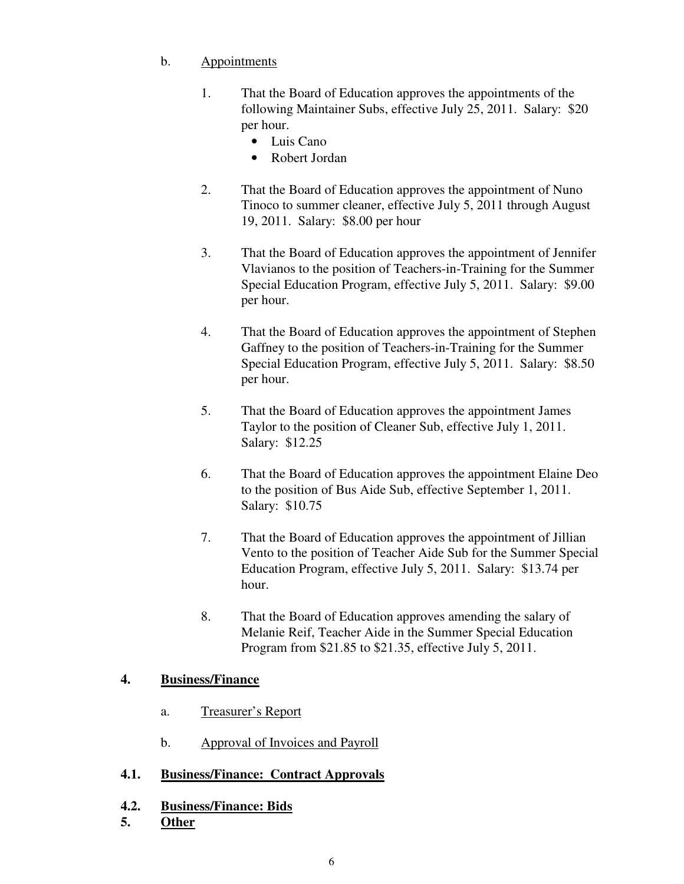b. Appointments

1. That the Board of Education approves the appointments of the following Maintainer Subs, effective July 25, 2011. Salary: $20 per hour.
   - Luis Cano
   - Robert Jordan

2. That the Board of Education approves the appointment of Nuno Tinoco to summer cleaner, effective July 5, 2011 through August 19, 2011. Salary: $8.00 per hour

3. That the Board of Education approves the appointment of Jennifer Vlavianos to the position of Teachers-in-Training for the Summer Special Education Program, effective July 5, 2011. Salary: $9.00 per hour.

4. That the Board of Education approves the appointment of Stephen Gaffney to the position of Teachers-in-Training for the Summer Special Education Program, effective July 5, 2011. Salary: $8.50 per hour.

5. That the Board of Education approves the appointment James Taylor to the position of Cleaner Sub, effective July 1, 2011. Salary: $12.25

6. That the Board of Education approves the appointment Elaine Deo to the position of Bus Aide Sub, effective September 1, 2011. Salary: $10.75

7. That the Board of Education approves the appointment of Jillian Vento to the position of Teacher Aide Sub for the Summer Special Education Program, effective July 5, 2011. Salary: $13.74 per hour.

8. That the Board of Education approves amending the salary of Melanie Reif, Teacher Aide in the Summer Special Education Program from $21.85 to $21.35, effective July 5, 2011.

## 4. Business/Finance

a. Treasurer's Report

b. Approval of Invoices and Payroll

## 4.1. Business/Finance: Contract Approvals

## 4.2. Business/Finance: Bids

## 5. Other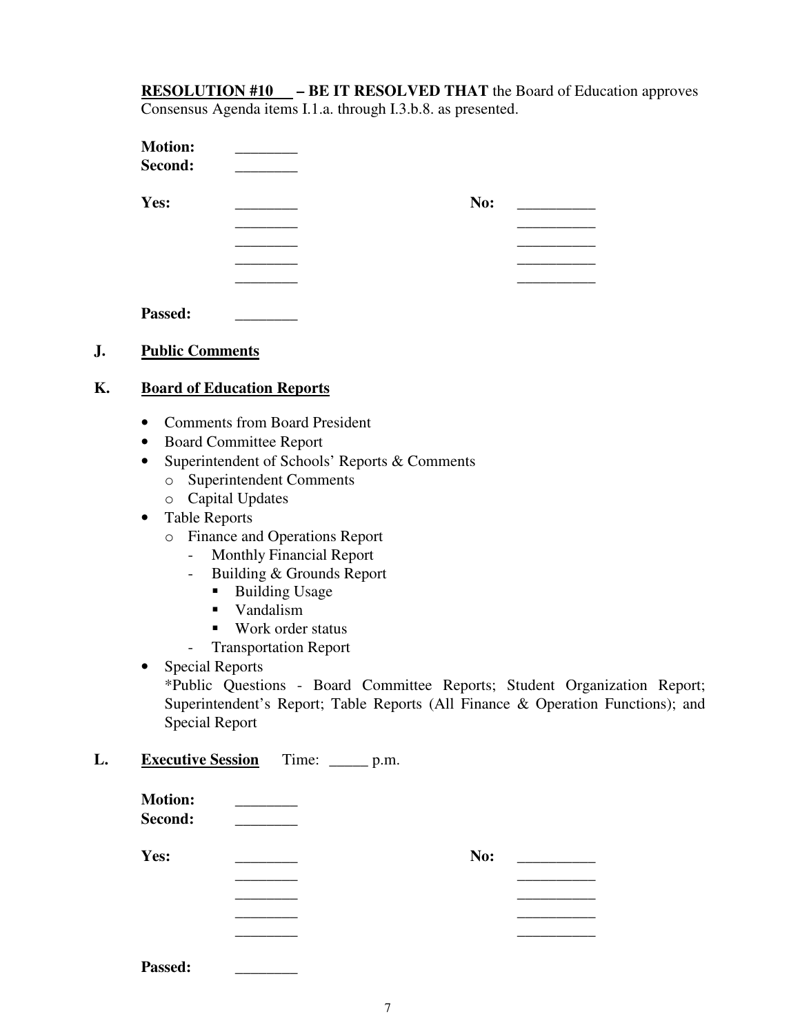**<u>RESOLUTION #10</u> – BE IT RESOLVED THAT** the Board of Education approves Consensus Agenda items I.1.a. through I.3.b.8. as presented.

**Motion:** ________
**Second:** ________

**Yes:** ________ **No:** __________
________ __________
________ __________
________ __________
________ __________

**Passed:** ________

## J. <u>Public Comments</u>

## K. <u>Board of Education Reports</u>

- Comments from Board President
- Board Committee Report
- Superintendent of Schools' Reports & Comments
  - Superintendent Comments
  - Capital Updates
- Table Reports
  - Finance and Operations Report
    - Monthly Financial Report
    - Building & Grounds Report
      - Building Usage
      - Vandalism
      - Work order status
    - Transportation Report
- Special Reports

  *Public Questions - Board Committee Reports; Student Organization Report; Superintendent's Report; Table Reports (All Finance & Operation Functions); and Special Report

## L. <u>Executive Session</u> Time: _____ p.m.

**Motion:** ________
**Second:** ________

**Yes:** ________ **No:** __________
________ __________
________ __________
________ __________
________ __________

**Passed:** ________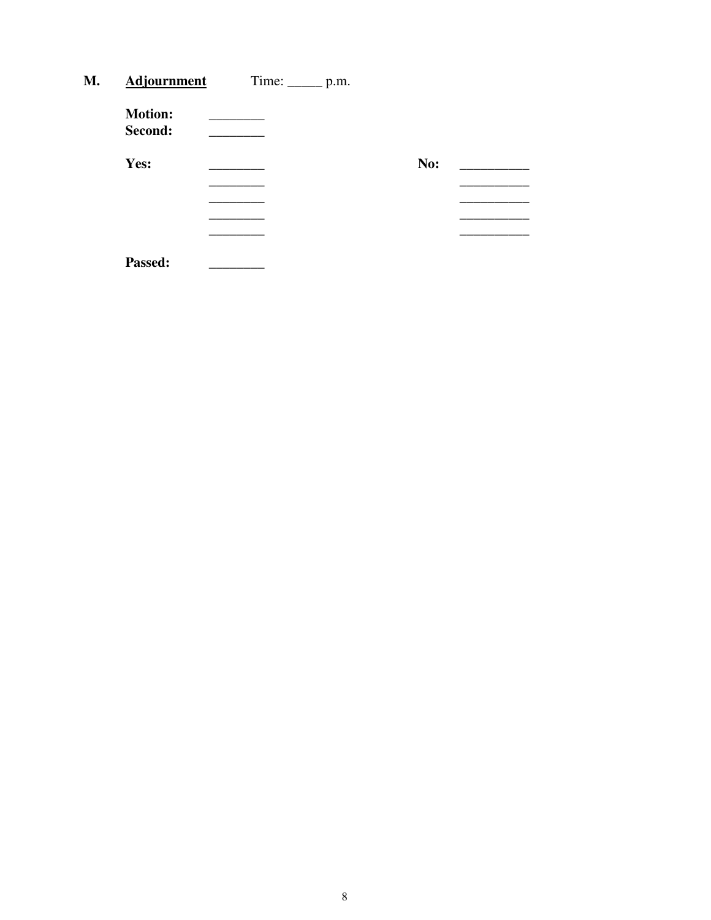**M. <u>Adjournment</u>** Time: _____ p.m.

**Motion:** ________
**Second:** ________

| | | | |
|---|---|---|---|
| **Yes:** | ________ | **No:** | __________ |
| | ________ | | __________ |
| | ________ | | __________ |
| | ________ | | __________ |
| | ________ | | __________ |

**Passed:** ________